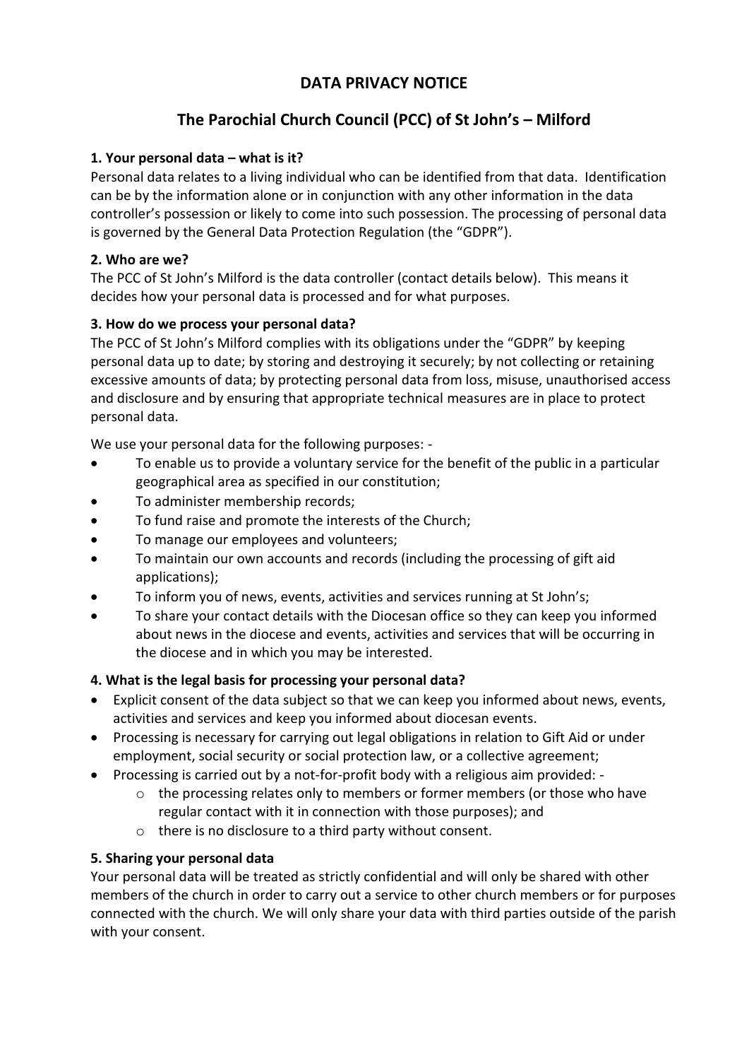# DATA PRIVACY NOTICE

## The Parochial Church Council (PCC) of St John's – Milford

### 1. Your personal data – what is it?

Personal data relates to a living individual who can be identified from that data. Identification can be by the information alone or in conjunction with any other information in the data controller's possession or likely to come into such possession. The processing of personal data is governed by the General Data Protection Regulation (the "GDPR").

### 2. Who are we?

The PCC of St John's Milford is the data controller (contact details below). This means it decides how your personal data is processed and for what purposes.

### 3. How do we process your personal data?

The PCC of St John's Milford complies with its obligations under the "GDPR" by keeping personal data up to date; by storing and destroying it securely; by not collecting or retaining excessive amounts of data; by protecting personal data from loss, misuse, unauthorised access and disclosure and by ensuring that appropriate technical measures are in place to protect personal data.

We use your personal data for the following purposes: -

- To enable us to provide a voluntary service for the benefit of the public in a particular geographical area as specified in our constitution;
- To administer membership records;
- To fund raise and promote the interests of the Church;
- To manage our employees and volunteers;
- To maintain our own accounts and records (including the processing of gift aid applications);
- To inform you of news, events, activities and services running at St John's;
- To share your contact details with the Diocesan office so they can keep you informed about news in the diocese and events, activities and services that will be occurring in the diocese and in which you may be interested.

### 4. What is the legal basis for processing your personal data?

- Explicit consent of the data subject so that we can keep you informed about news, events, activities and services and keep you informed about diocesan events.
- Processing is necessary for carrying out legal obligations in relation to Gift Aid or under employment, social security or social protection law, or a collective agreement;
- Processing is carried out by a not-for-profit body with a religious aim provided: -
  - the processing relates only to members or former members (or those who have regular contact with it in connection with those purposes); and
  - there is no disclosure to a third party without consent.

### 5. Sharing your personal data

Your personal data will be treated as strictly confidential and will only be shared with other members of the church in order to carry out a service to other church members or for purposes connected with the church. We will only share your data with third parties outside of the parish with your consent.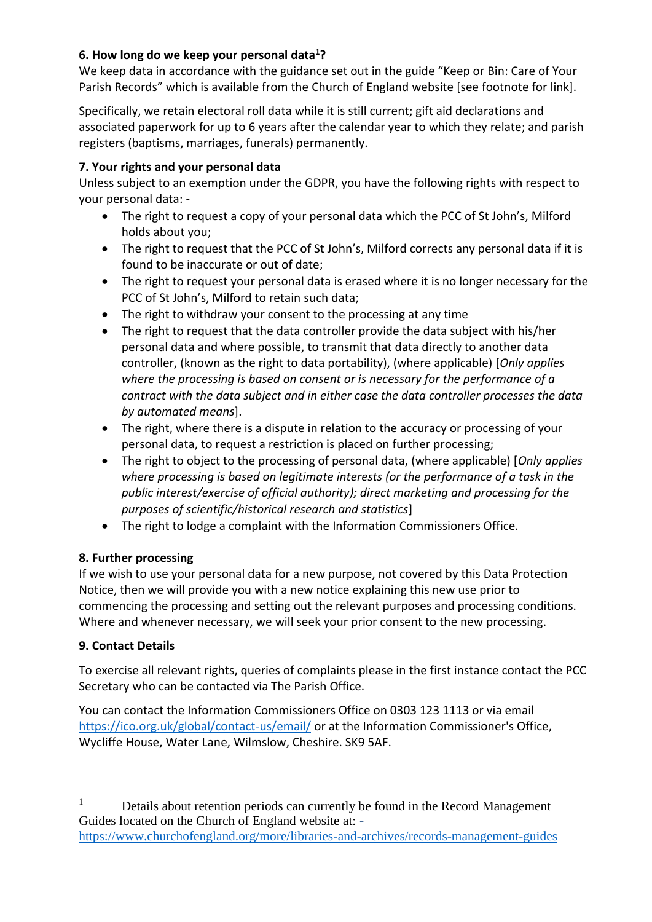**6. How long do we keep your personal data[1]?**

We keep data in accordance with the guidance set out in the guide "Keep or Bin: Care of Your Parish Records" which is available from the Church of England website [see footnote for link].

Specifically, we retain electoral roll data while it is still current; gift aid declarations and associated paperwork for up to 6 years after the calendar year to which they relate; and parish registers (baptisms, marriages, funerals) permanently.

**7. Your rights and your personal data**

Unless subject to an exemption under the GDPR, you have the following rights with respect to your personal data: -

- The right to request a copy of your personal data which the PCC of St John's, Milford holds about you;
- The right to request that the PCC of St John's, Milford corrects any personal data if it is found to be inaccurate or out of date;
- The right to request your personal data is erased where it is no longer necessary for the PCC of St John's, Milford to retain such data;
- The right to withdraw your consent to the processing at any time
- The right to request that the data controller provide the data subject with his/her personal data and where possible, to transmit that data directly to another data controller, (known as the right to data portability), (where applicable) [*Only applies where the processing is based on consent or is necessary for the performance of a contract with the data subject and in either case the data controller processes the data by automated means*].
- The right, where there is a dispute in relation to the accuracy or processing of your personal data, to request a restriction is placed on further processing;
- The right to object to the processing of personal data, (where applicable) [*Only applies where processing is based on legitimate interests (or the performance of a task in the public interest/exercise of official authority); direct marketing and processing for the purposes of scientific/historical research and statistics*]
- The right to lodge a complaint with the Information Commissioners Office.

**8. Further processing**

If we wish to use your personal data for a new purpose, not covered by this Data Protection Notice, then we will provide you with a new notice explaining this new use prior to commencing the processing and setting out the relevant purposes and processing conditions. Where and whenever necessary, we will seek your prior consent to the new processing.

**9. Contact Details**

To exercise all relevant rights, queries of complaints please in the first instance contact the PCC Secretary who can be contacted via The Parish Office.

You can contact the Information Commissioners Office on 0303 123 1113 or via email https://ico.org.uk/global/contact-us/email/ or at the Information Commissioner's Office, Wycliffe House, Water Lane, Wilmslow, Cheshire. SK9 5AF.

---

[1] Details about retention periods can currently be found in the Record Management Guides located on the Church of England website at: - https://www.churchofengland.org/more/libraries-and-archives/records-management-guides